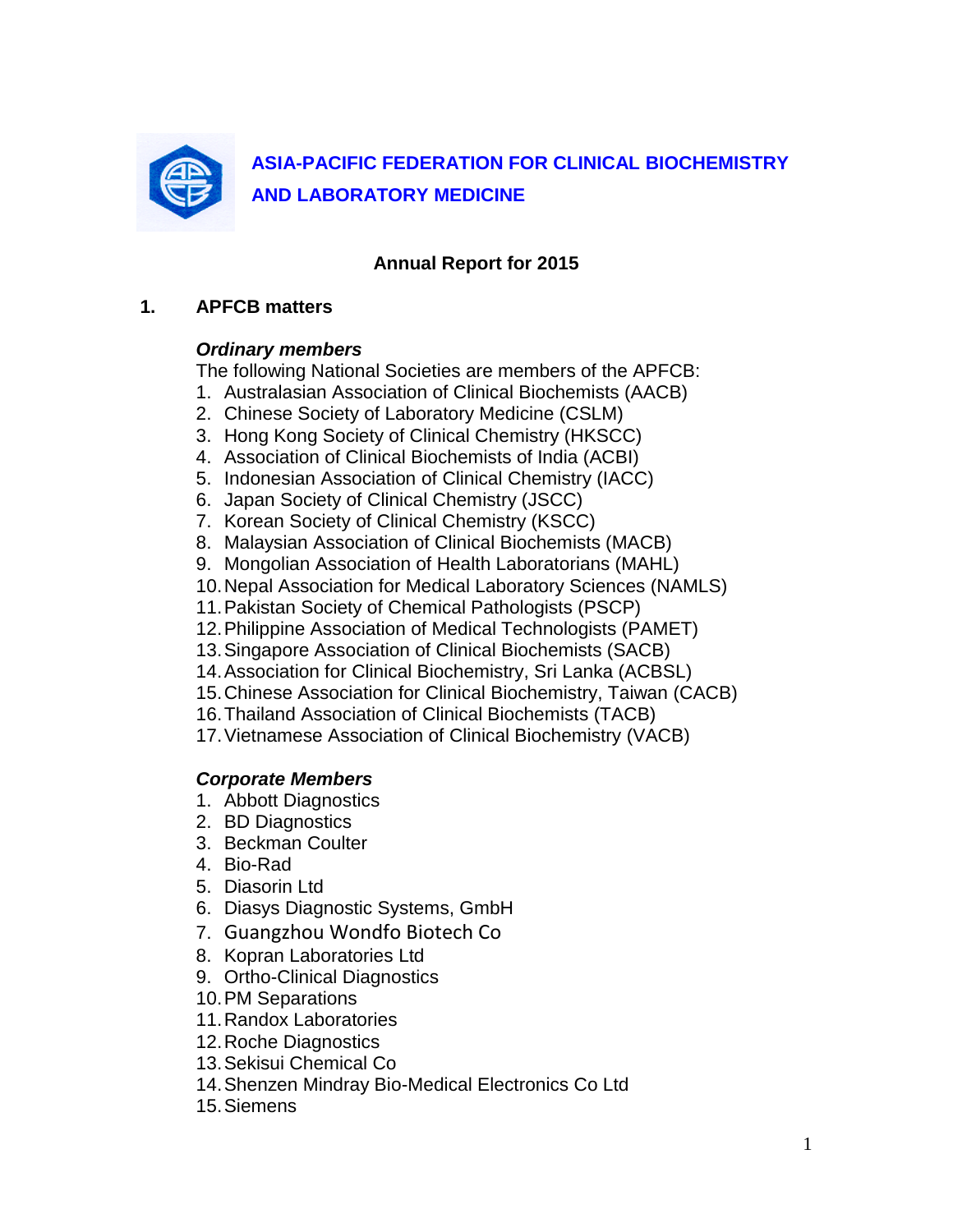# ASIA-PACIFIC FEDERATION FOR CLINICAL BIOCHEMISTRY AND LABORATORY MEDICINE

## Annual Report for 2015

## 1. APFCB matters

### *Ordinary members*

The following National Societies are members of the APFCB:

1. Australasian Association of Clinical Biochemists (AACB)
2. Chinese Society of Laboratory Medicine (CSLM)
3. Hong Kong Society of Clinical Chemistry (HKSCC)
4. Association of Clinical Biochemists of India (ACBI)
5. Indonesian Association of Clinical Chemistry (IACC)
6. Japan Society of Clinical Chemistry (JSCC)
7. Korean Society of Clinical Chemistry (KSCC)
8. Malaysian Association of Clinical Biochemists (MACB)
9. Mongolian Association of Health Laboratorians (MAHL)
10. Nepal Association for Medical Laboratory Sciences (NAMLS)
11. Pakistan Society of Chemical Pathologists (PSCP)
12. Philippine Association of Medical Technologists (PAMET)
13. Singapore Association of Clinical Biochemists (SACB)
14. Association for Clinical Biochemistry, Sri Lanka (ACBSL)
15. Chinese Association for Clinical Biochemistry, Taiwan (CACB)
16. Thailand Association of Clinical Biochemists (TACB)
17. Vietnamese Association of Clinical Biochemistry (VACB)

### *Corporate Members*

1. Abbott Diagnostics
2. BD Diagnostics
3. Beckman Coulter
4. Bio-Rad
5. Diasorin Ltd
6. Diasys Diagnostic Systems, GmbH
7. Guangzhou Wondfo Biotech Co
8. Kopran Laboratories Ltd
9. Ortho-Clinical Diagnostics
10. PM Separations
11. Randox Laboratories
12. Roche Diagnostics
13. Sekisui Chemical Co
14. Shenzen Mindray Bio-Medical Electronics Co Ltd
15. Siemens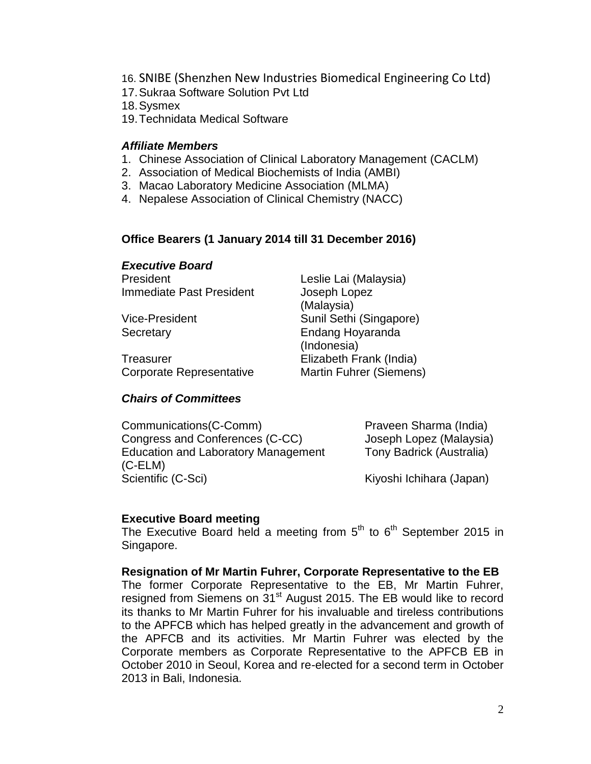16. SNIBE (Shenzhen New Industries Biomedical Engineering Co Ltd)
17. Sukraa Software Solution Pvt Ltd
18. Sysmex
19. Technidata Medical Software

### *Affiliate Members*

1. Chinese Association of Clinical Laboratory Management (CACLM)
2. Association of Medical Biochemists of India (AMBI)
3. Macao Laboratory Medicine Association (MLMA)
4. Nepalese Association of Clinical Chemistry (NACC)

## Office Bearers (1 January 2014 till 31 December 2016)

### *Executive Board*

| | |
|---|---|
| President | Leslie Lai (Malaysia) |
| Immediate Past President | Joseph Lopez (Malaysia) |
| Vice-President | Sunil Sethi (Singapore) |
| Secretary | Endang Hoyaranda (Indonesia) |
| Treasurer | Elizabeth Frank (India) |
| Corporate Representative | Martin Fuhrer (Siemens) |

### *Chairs of Committees*

| | |
|---|---|
| Communications(C-Comm) | Praveen Sharma (India) |
| Congress and Conferences (C-CC) | Joseph Lopez (Malaysia) |
| Education and Laboratory Management (C-ELM) | Tony Badrick (Australia) |
| Scientific (C-Sci) | Kiyoshi Ichihara (Japan) |

**Executive Board meeting**

The Executive Board held a meeting from 5th to 6th September 2015 in Singapore.

**Resignation of Mr Martin Fuhrer, Corporate Representative to the EB**

The former Corporate Representative to the EB, Mr Martin Fuhrer, resigned from Siemens on 31st August 2015. The EB would like to record its thanks to Mr Martin Fuhrer for his invaluable and tireless contributions to the APFCB which has helped greatly in the advancement and growth of the APFCB and its activities. Mr Martin Fuhrer was elected by the Corporate members as Corporate Representative to the APFCB EB in October 2010 in Seoul, Korea and re-elected for a second term in October 2013 in Bali, Indonesia.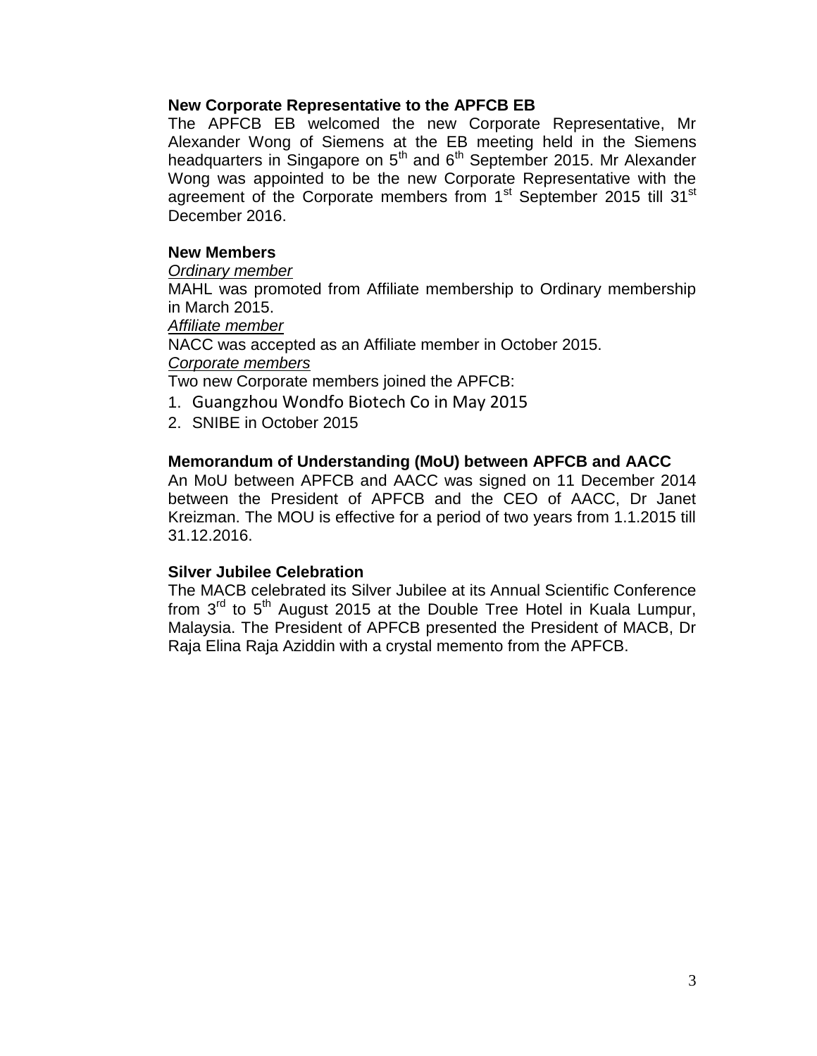### New Corporate Representative to the APFCB EB

The APFCB EB welcomed the new Corporate Representative, Mr Alexander Wong of Siemens at the EB meeting held in the Siemens headquarters in Singapore on 5th and 6th September 2015. Mr Alexander Wong was appointed to be the new Corporate Representative with the agreement of the Corporate members from 1st September 2015 till 31st December 2016.

### New Members

*Ordinary member*

MAHL was promoted from Affiliate membership to Ordinary membership in March 2015.

*Affiliate member*

NACC was accepted as an Affiliate member in October 2015.

*Corporate members*

Two new Corporate members joined the APFCB:

1. Guangzhou Wondfo Biotech Co in May 2015
2. SNIBE in October 2015

### Memorandum of Understanding (MoU) between APFCB and AACC

An MoU between APFCB and AACC was signed on 11 December 2014 between the President of APFCB and the CEO of AACC, Dr Janet Kreizman. The MOU is effective for a period of two years from 1.1.2015 till 31.12.2016.

### Silver Jubilee Celebration

The MACB celebrated its Silver Jubilee at its Annual Scientific Conference from 3rd to 5th August 2015 at the Double Tree Hotel in Kuala Lumpur, Malaysia. The President of APFCB presented the President of MACB, Dr Raja Elina Raja Aziddin with a crystal memento from the APFCB.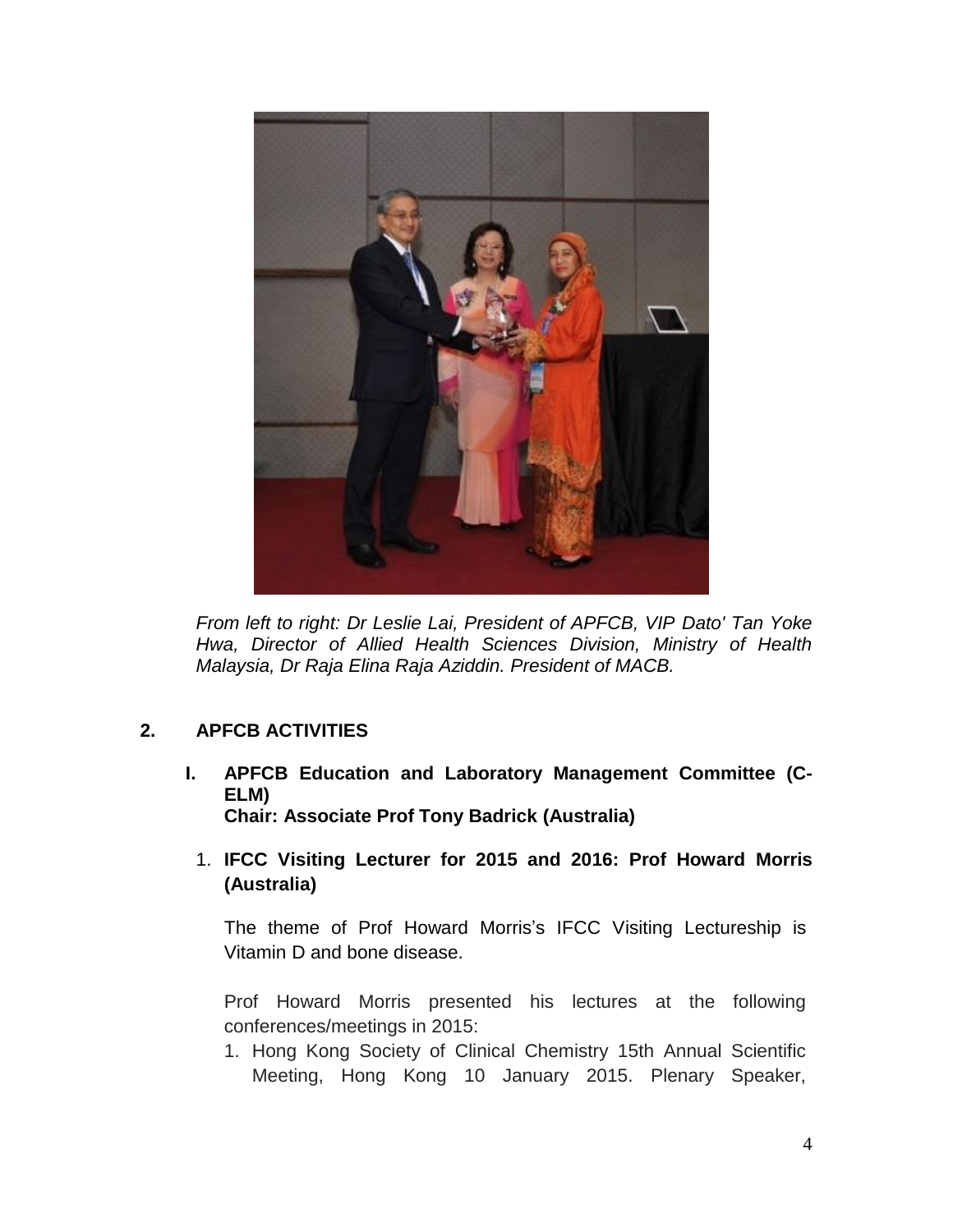*From left to right: Dr Leslie Lai, President of APFCB, VIP Dato' Tan Yoke Hwa, Director of Allied Health Sciences Division, Ministry of Health Malaysia, Dr Raja Elina Raja Aziddin. President of MACB.*

## 2. APFCB ACTIVITIES

### I. APFCB Education and Laboratory Management Committee (C-ELM)
**Chair: Associate Prof Tony Badrick (Australia)**

#### 1. IFCC Visiting Lecturer for 2015 and 2016: Prof Howard Morris (Australia)

The theme of Prof Howard Morris's IFCC Visiting Lectureship is Vitamin D and bone disease.

Prof Howard Morris presented his lectures at the following conferences/meetings in 2015:

1. Hong Kong Society of Clinical Chemistry 15th Annual Scientific Meeting, Hong Kong 10 January 2015. Plenary Speaker,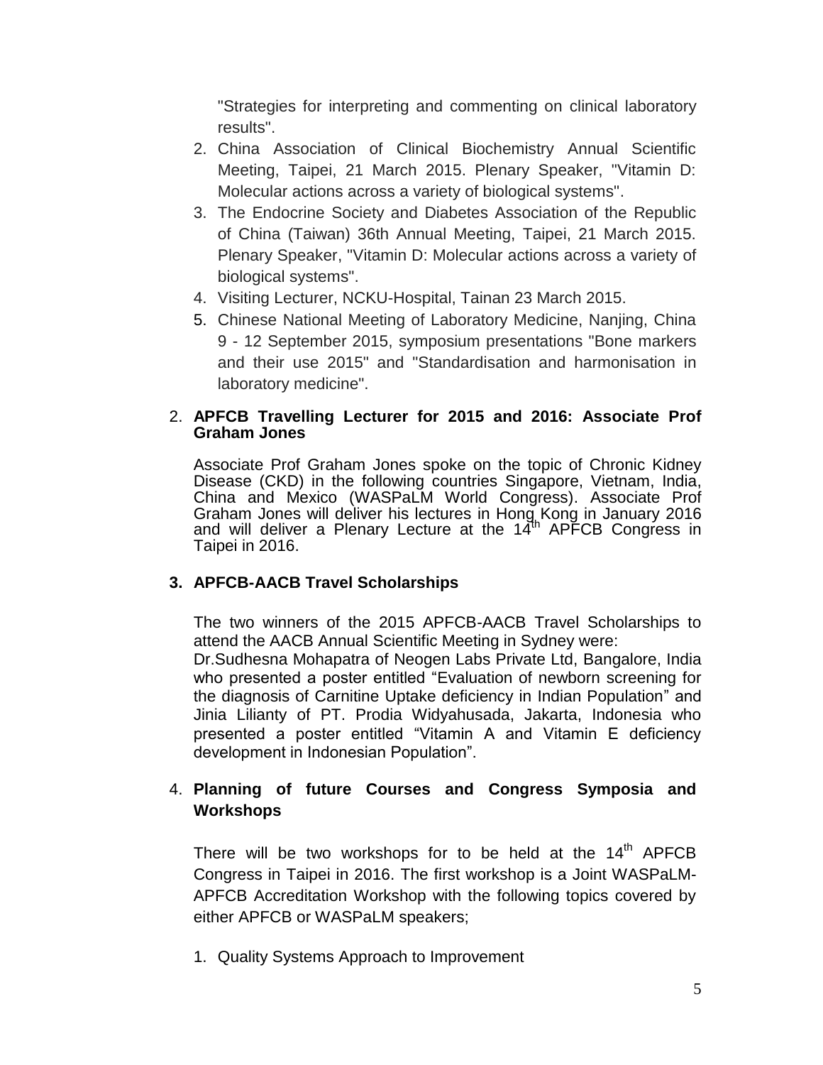"Strategies for interpreting and commenting on clinical laboratory results".

2. China Association of Clinical Biochemistry Annual Scientific Meeting, Taipei, 21 March 2015. Plenary Speaker, "Vitamin D: Molecular actions across a variety of biological systems".
3. The Endocrine Society and Diabetes Association of the Republic of China (Taiwan) 36th Annual Meeting, Taipei, 21 March 2015. Plenary Speaker, "Vitamin D: Molecular actions across a variety of biological systems".
4. Visiting Lecturer, NCKU-Hospital, Tainan 23 March 2015.
5. Chinese National Meeting of Laboratory Medicine, Nanjing, China 9 - 12 September 2015, symposium presentations "Bone markers and their use 2015" and "Standardisation and harmonisation in laboratory medicine".

2. **APFCB Travelling Lecturer for 2015 and 2016: Associate Prof Graham Jones**

Associate Prof Graham Jones spoke on the topic of Chronic Kidney Disease (CKD) in the following countries Singapore, Vietnam, India, China and Mexico (WASPaLM World Congress). Associate Prof Graham Jones will deliver his lectures in Hong Kong in January 2016 and will deliver a Plenary Lecture at the 14th APFCB Congress in Taipei in 2016.

3. **APFCB-AACB Travel Scholarships**

The two winners of the 2015 APFCB-AACB Travel Scholarships to attend the AACB Annual Scientific Meeting in Sydney were:
Dr.Sudhesna Mohapatra of Neogen Labs Private Ltd, Bangalore, India who presented a poster entitled "Evaluation of newborn screening for the diagnosis of Carnitine Uptake deficiency in Indian Population" and Jinia Lilianty of PT. Prodia Widyahusada, Jakarta, Indonesia who presented a poster entitled "Vitamin A and Vitamin E deficiency development in Indonesian Population".

4. **Planning of future Courses and Congress Symposia and Workshops**

There will be two workshops for to be held at the 14th APFCB Congress in Taipei in 2016. The first workshop is a Joint WASPaLM-APFCB Accreditation Workshop with the following topics covered by either APFCB or WASPaLM speakers;

1. Quality Systems Approach to Improvement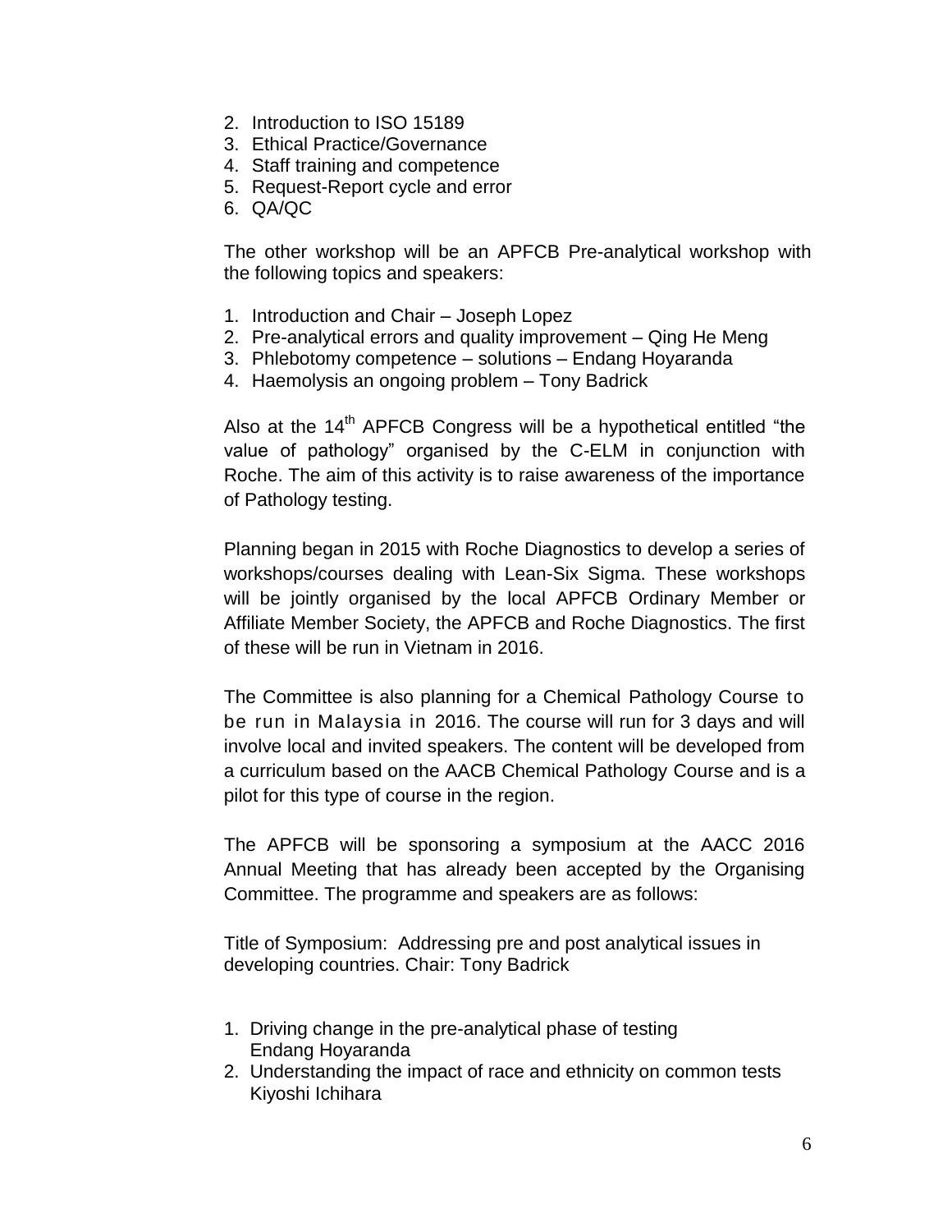2. Introduction to ISO 15189
3. Ethical Practice/Governance
4. Staff training and competence
5. Request-Report cycle and error
6. QA/QC

The other workshop will be an APFCB Pre-analytical workshop with the following topics and speakers:

1. Introduction and Chair – Joseph Lopez
2. Pre-analytical errors and quality improvement – Qing He Meng
3. Phlebotomy competence – solutions – Endang Hoyaranda
4. Haemolysis an ongoing problem – Tony Badrick

Also at the 14th APFCB Congress will be a hypothetical entitled “the value of pathology” organised by the C-ELM in conjunction with Roche. The aim of this activity is to raise awareness of the importance of Pathology testing.

Planning began in 2015 with Roche Diagnostics to develop a series of workshops/courses dealing with Lean-Six Sigma. These workshops will be jointly organised by the local APFCB Ordinary Member or Affiliate Member Society, the APFCB and Roche Diagnostics. The first of these will be run in Vietnam in 2016.

The Committee is also planning for a Chemical Pathology Course to be run in Malaysia in 2016. The course will run for 3 days and will involve local and invited speakers. The content will be developed from a curriculum based on the AACB Chemical Pathology Course and is a pilot for this type of course in the region.

The APFCB will be sponsoring a symposium at the AACC 2016 Annual Meeting that has already been accepted by the Organising Committee. The programme and speakers are as follows:

Title of Symposium: Addressing pre and post analytical issues in developing countries. Chair: Tony Badrick

1. Driving change in the pre-analytical phase of testing
   Endang Hoyaranda
2. Understanding the impact of race and ethnicity on common tests
   Kiyoshi Ichihara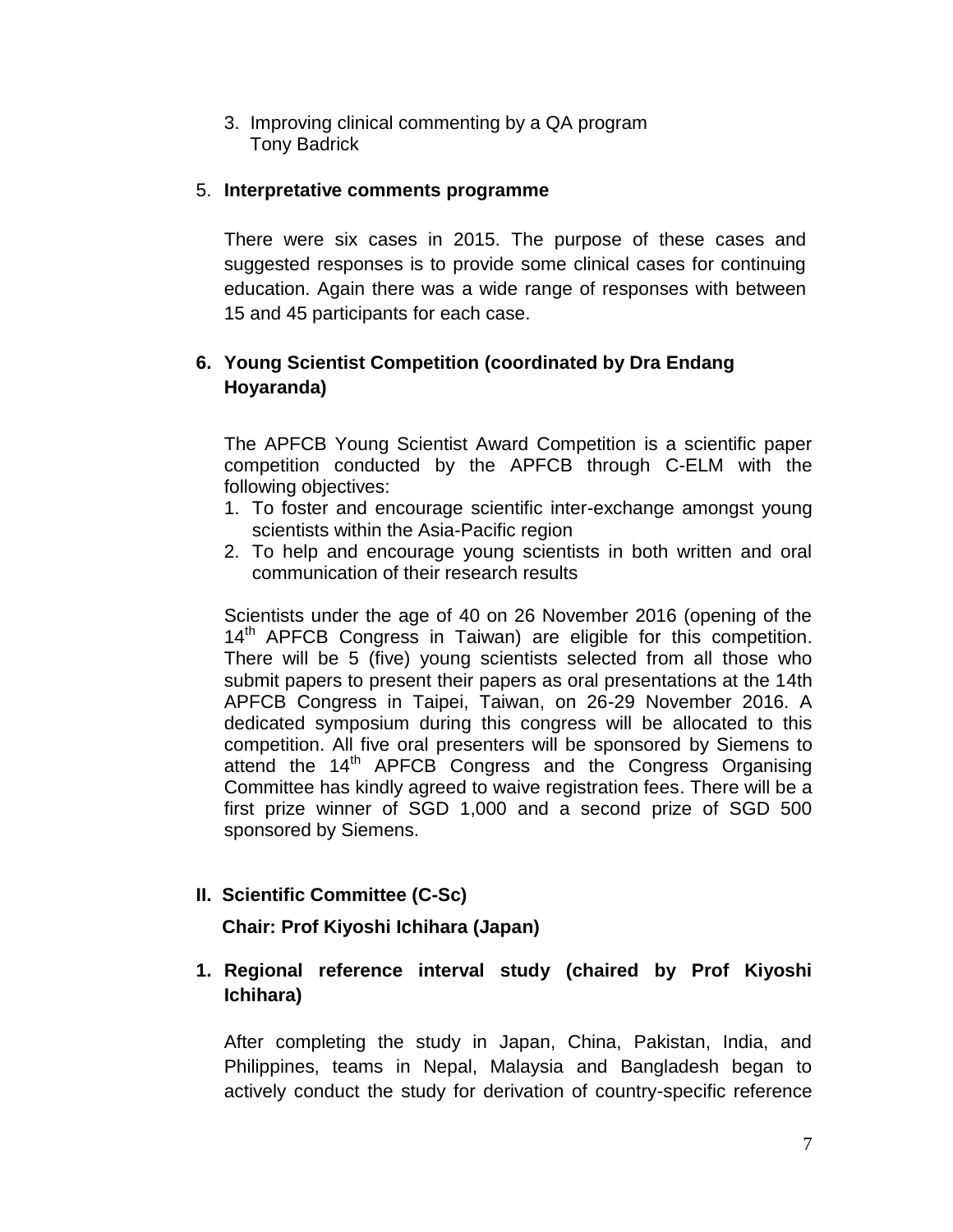3. Improving clinical commenting by a QA program
   Tony Badrick

5. **Interpretative comments programme**

There were six cases in 2015. The purpose of these cases and suggested responses is to provide some clinical cases for continuing education. Again there was a wide range of responses with between 15 and 45 participants for each case.

**6. Young Scientist Competition (coordinated by Dra Endang Hoyaranda)**

The APFCB Young Scientist Award Competition is a scientific paper competition conducted by the APFCB through C-ELM with the following objectives:

1. To foster and encourage scientific inter-exchange amongst young scientists within the Asia-Pacific region
2. To help and encourage young scientists in both written and oral communication of their research results

Scientists under the age of 40 on 26 November 2016 (opening of the 14th APFCB Congress in Taiwan) are eligible for this competition. There will be 5 (five) young scientists selected from all those who submit papers to present their papers as oral presentations at the 14th APFCB Congress in Taipei, Taiwan, on 26-29 November 2016. A dedicated symposium during this congress will be allocated to this competition. All five oral presenters will be sponsored by Siemens to attend the 14th APFCB Congress and the Congress Organising Committee has kindly agreed to waive registration fees. There will be a first prize winner of SGD 1,000 and a second prize of SGD 500 sponsored by Siemens.

## II. Scientific Committee (C-Sc)

**Chair: Prof Kiyoshi Ichihara (Japan)**

**1. Regional reference interval study (chaired by Prof Kiyoshi Ichihara)**

After completing the study in Japan, China, Pakistan, India, and Philippines, teams in Nepal, Malaysia and Bangladesh began to actively conduct the study for derivation of country-specific reference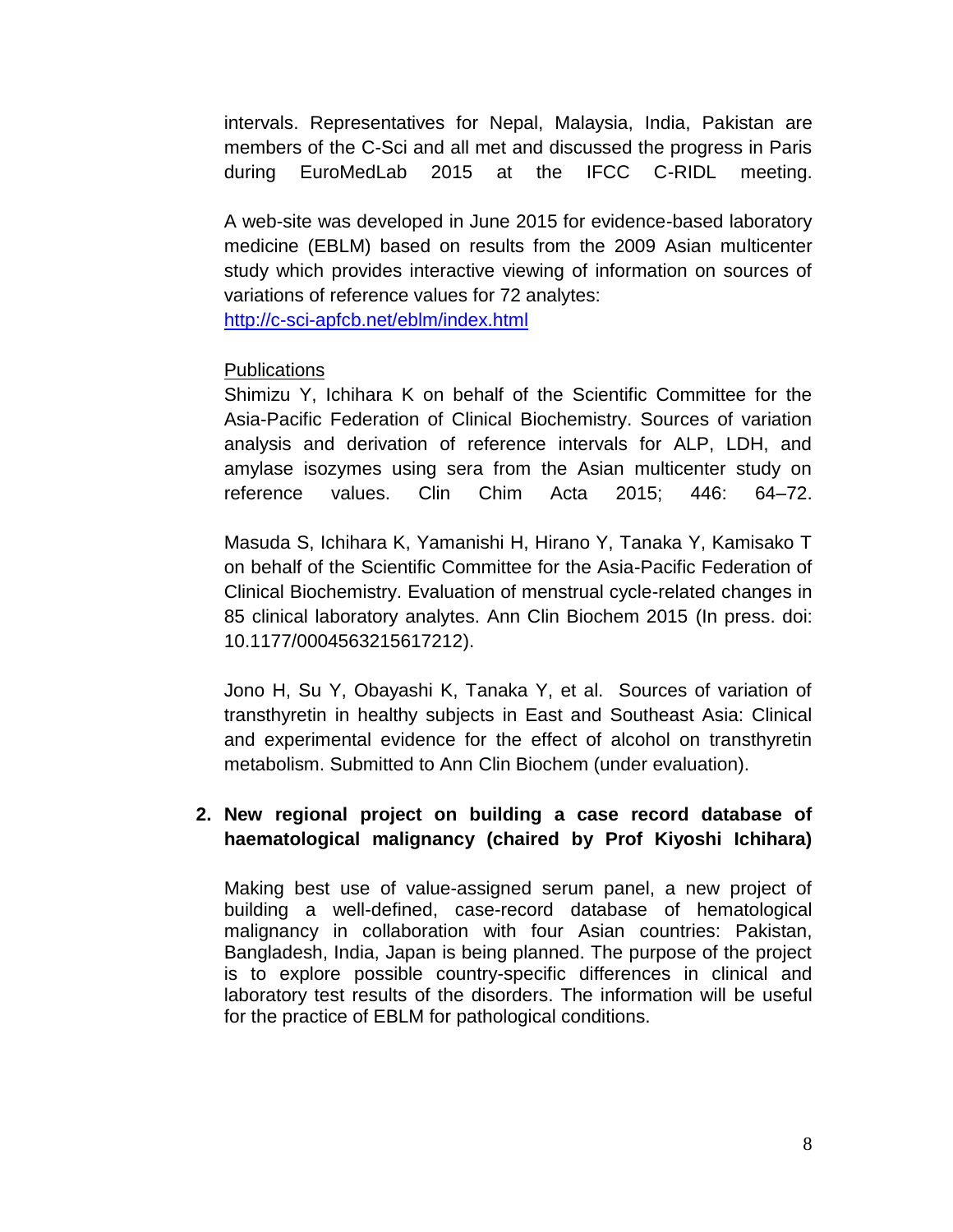intervals. Representatives for Nepal, Malaysia, India, Pakistan are members of the C-Sci and all met and discussed the progress in Paris during EuroMedLab 2015 at the IFCC C-RIDL meeting.

A web-site was developed in June 2015 for evidence-based laboratory medicine (EBLM) based on results from the 2009 Asian multicenter study which provides interactive viewing of information on sources of variations of reference values for 72 analytes: [http://c-sci-apfcb.net/eblm/index.html](http://c-sci-apfcb.net/eblm/index.html)

Publications

Shimizu Y, Ichihara K on behalf of the Scientific Committee for the Asia-Pacific Federation of Clinical Biochemistry. Sources of variation analysis and derivation of reference intervals for ALP, LDH, and amylase isozymes using sera from the Asian multicenter study on reference values. Clin Chim Acta 2015; 446: 64–72.

Masuda S, Ichihara K, Yamanishi H, Hirano Y, Tanaka Y, Kamisako T on behalf of the Scientific Committee for the Asia-Pacific Federation of Clinical Biochemistry. Evaluation of menstrual cycle-related changes in 85 clinical laboratory analytes. Ann Clin Biochem 2015 (In press. doi: 10.1177/0004563215617212).

Jono H, Su Y, Obayashi K, Tanaka Y, et al. Sources of variation of transthyretin in healthy subjects in East and Southeast Asia: Clinical and experimental evidence for the effect of alcohol on transthyretin metabolism. Submitted to Ann Clin Biochem (under evaluation).

**2. New regional project on building a case record database of haematological malignancy (chaired by Prof Kiyoshi Ichihara)**

Making best use of value-assigned serum panel, a new project of building a well-defined, case-record database of hematological malignancy in collaboration with four Asian countries: Pakistan, Bangladesh, India, Japan is being planned. The purpose of the project is to explore possible country-specific differences in clinical and laboratory test results of the disorders. The information will be useful for the practice of EBLM for pathological conditions.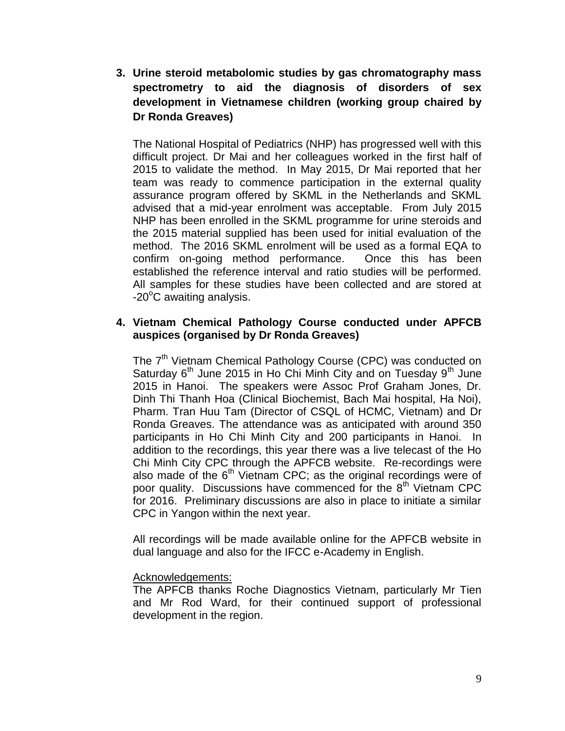3. **Urine steroid metabolomic studies by gas chromatography mass spectrometry to aid the diagnosis of disorders of sex development in Vietnamese children (working group chaired by Dr Ronda Greaves)**

   The National Hospital of Pediatrics (NHP) has progressed well with this difficult project. Dr Mai and her colleagues worked in the first half of 2015 to validate the method. In May 2015, Dr Mai reported that her team was ready to commence participation in the external quality assurance program offered by SKML in the Netherlands and SKML advised that a mid-year enrolment was acceptable. From July 2015 NHP has been enrolled in the SKML programme for urine steroids and the 2015 material supplied has been used for initial evaluation of the method. The 2016 SKML enrolment will be used as a formal EQA to confirm on-going method performance. Once this has been established the reference interval and ratio studies will be performed. All samples for these studies have been collected and are stored at -20$^{o}$C awaiting analysis.

4. **Vietnam Chemical Pathology Course conducted under APFCB auspices (organised by Dr Ronda Greaves)**

   The 7$^{th}$ Vietnam Chemical Pathology Course (CPC) was conducted on Saturday 6$^{th}$ June 2015 in Ho Chi Minh City and on Tuesday 9$^{th}$ June 2015 in Hanoi. The speakers were Assoc Prof Graham Jones, Dr. Dinh Thi Thanh Hoa (Clinical Biochemist, Bach Mai hospital, Ha Noi), Pharm. Tran Huu Tam (Director of CSQL of HCMC, Vietnam) and Dr Ronda Greaves. The attendance was as anticipated with around 350 participants in Ho Chi Minh City and 200 participants in Hanoi. In addition to the recordings, this year there was a live telecast of the Ho Chi Minh City CPC through the APFCB website. Re-recordings were also made of the 6$^{th}$ Vietnam CPC; as the original recordings were of poor quality. Discussions have commenced for the 8$^{th}$ Vietnam CPC for 2016. Preliminary discussions are also in place to initiate a similar CPC in Yangon within the next year.

   All recordings will be made available online for the APFCB website in dual language and also for the IFCC e-Academy in English.

   <u>Acknowledgements:</u>
   The APFCB thanks Roche Diagnostics Vietnam, particularly Mr Tien and Mr Rod Ward, for their continued support of professional development in the region.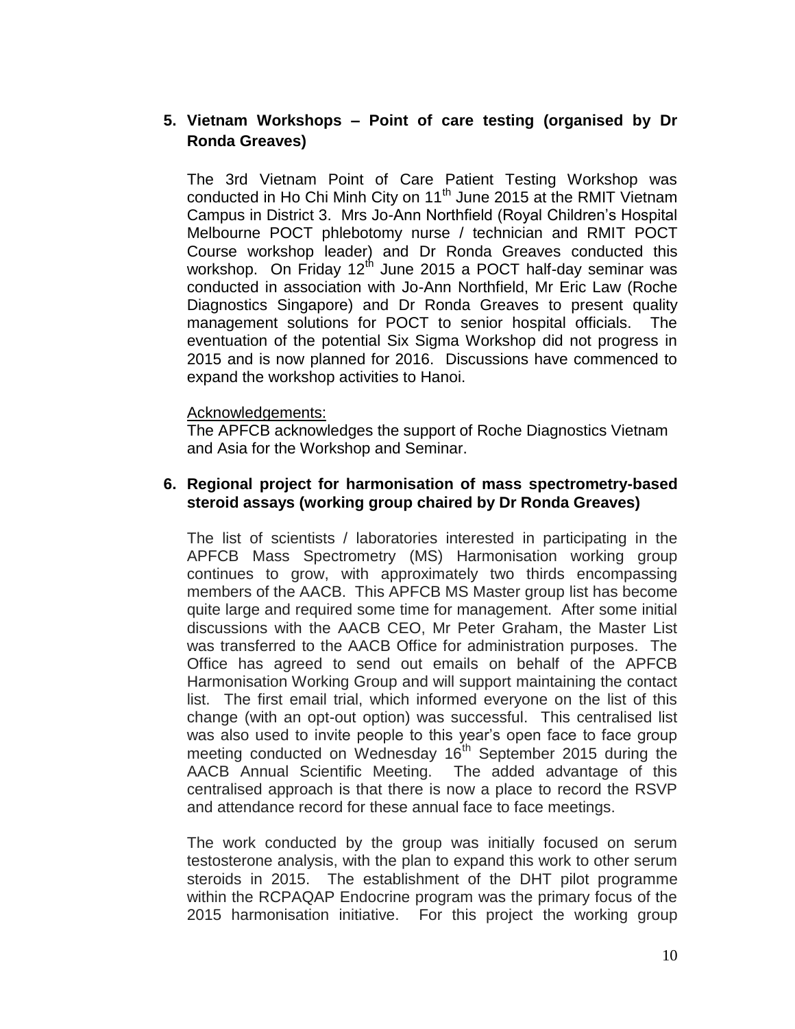## 5. Vietnam Workshops – Point of care testing (organised by Dr Ronda Greaves)

The 3rd Vietnam Point of Care Patient Testing Workshop was conducted in Ho Chi Minh City on 11th June 2015 at the RMIT Vietnam Campus in District 3. Mrs Jo-Ann Northfield (Royal Children's Hospital Melbourne POCT phlebotomy nurse / technician and RMIT POCT Course workshop leader) and Dr Ronda Greaves conducted this workshop. On Friday 12th June 2015 a POCT half-day seminar was conducted in association with Jo-Ann Northfield, Mr Eric Law (Roche Diagnostics Singapore) and Dr Ronda Greaves to present quality management solutions for POCT to senior hospital officials. The eventuation of the potential Six Sigma Workshop did not progress in 2015 and is now planned for 2016. Discussions have commenced to expand the workshop activities to Hanoi.

Acknowledgements:

The APFCB acknowledges the support of Roche Diagnostics Vietnam and Asia for the Workshop and Seminar.

## 6. Regional project for harmonisation of mass spectrometry-based steroid assays (working group chaired by Dr Ronda Greaves)

The list of scientists / laboratories interested in participating in the APFCB Mass Spectrometry (MS) Harmonisation working group continues to grow, with approximately two thirds encompassing members of the AACB. This APFCB MS Master group list has become quite large and required some time for management. After some initial discussions with the AACB CEO, Mr Peter Graham, the Master List was transferred to the AACB Office for administration purposes. The Office has agreed to send out emails on behalf of the APFCB Harmonisation Working Group and will support maintaining the contact list. The first email trial, which informed everyone on the list of this change (with an opt-out option) was successful. This centralised list was also used to invite people to this year's open face to face group meeting conducted on Wednesday 16th September 2015 during the AACB Annual Scientific Meeting. The added advantage of this centralised approach is that there is now a place to record the RSVP and attendance record for these annual face to face meetings.

The work conducted by the group was initially focused on serum testosterone analysis, with the plan to expand this work to other serum steroids in 2015. The establishment of the DHT pilot programme within the RCPAQAP Endocrine program was the primary focus of the 2015 harmonisation initiative. For this project the working group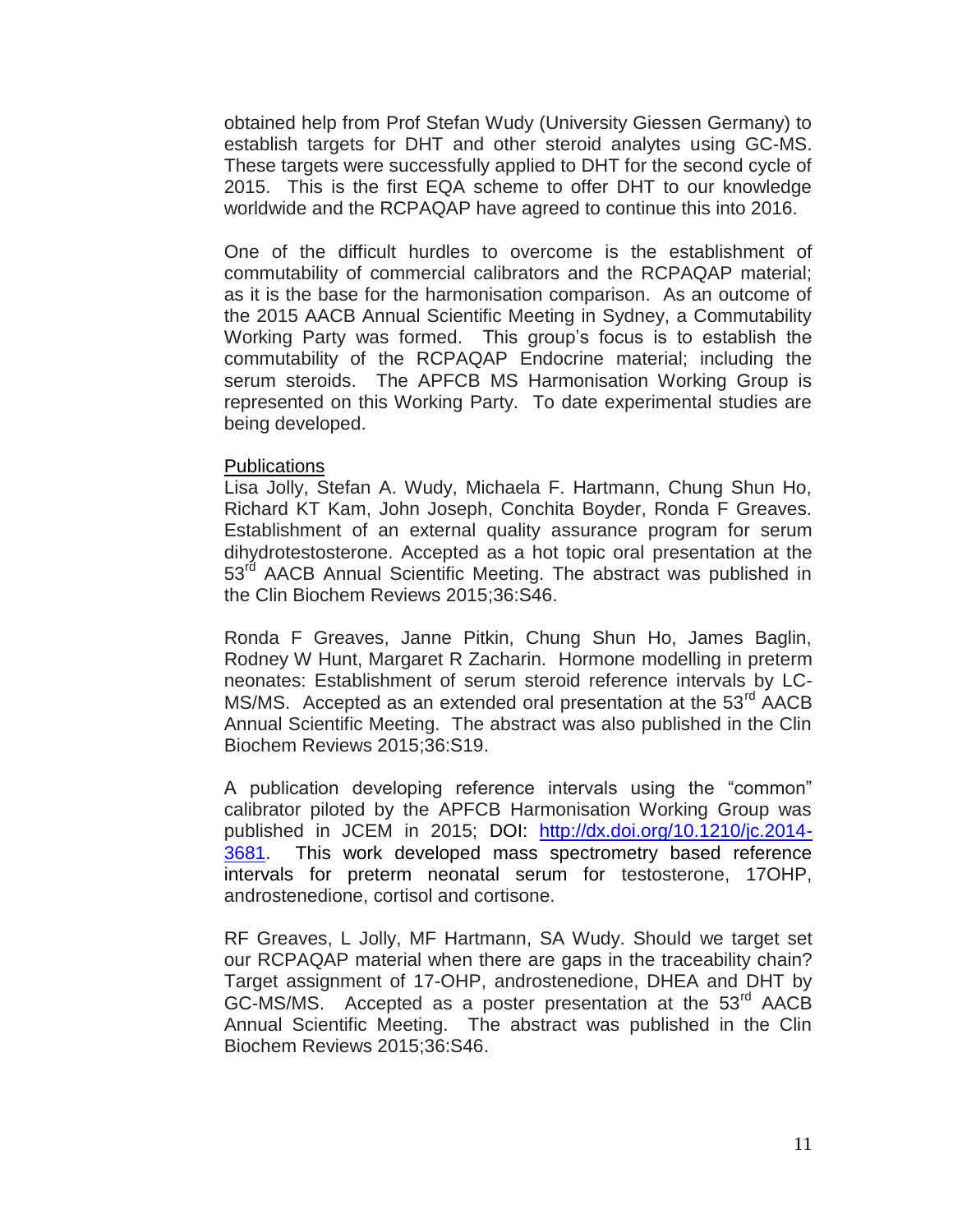obtained help from Prof Stefan Wudy (University Giessen Germany) to establish targets for DHT and other steroid analytes using GC-MS. These targets were successfully applied to DHT for the second cycle of 2015. This is the first EQA scheme to offer DHT to our knowledge worldwide and the RCPAQAP have agreed to continue this into 2016.

One of the difficult hurdles to overcome is the establishment of commutability of commercial calibrators and the RCPAQAP material; as it is the base for the harmonisation comparison. As an outcome of the 2015 AACB Annual Scientific Meeting in Sydney, a Commutability Working Party was formed. This group's focus is to establish the commutability of the RCPAQAP Endocrine material; including the serum steroids. The APFCB MS Harmonisation Working Group is represented on this Working Party. To date experimental studies are being developed.

<u>Publications</u>

Lisa Jolly, Stefan A. Wudy, Michaela F. Hartmann, Chung Shun Ho, Richard KT Kam, John Joseph, Conchita Boyder, Ronda F Greaves. Establishment of an external quality assurance program for serum dihydrotestosterone. Accepted as a hot topic oral presentation at the 53rd AACB Annual Scientific Meeting. The abstract was published in the Clin Biochem Reviews 2015;36:S46.

Ronda F Greaves, Janne Pitkin, Chung Shun Ho, James Baglin, Rodney W Hunt, Margaret R Zacharin. Hormone modelling in preterm neonates: Establishment of serum steroid reference intervals by LC-MS/MS. Accepted as an extended oral presentation at the 53rd AACB Annual Scientific Meeting. The abstract was also published in the Clin Biochem Reviews 2015;36:S19.

A publication developing reference intervals using the "common" calibrator piloted by the APFCB Harmonisation Working Group was published in JCEM in 2015; DOI: [http://dx.doi.org/10.1210/jc.2014-3681](http://dx.doi.org/10.1210/jc.2014-3681). This work developed mass spectrometry based reference intervals for preterm neonatal serum for testosterone, 17OHP, androstenedione, cortisol and cortisone.

RF Greaves, L Jolly, MF Hartmann, SA Wudy. Should we target set our RCPAQAP material when there are gaps in the traceability chain? Target assignment of 17-OHP, androstenedione, DHEA and DHT by GC-MS/MS. Accepted as a poster presentation at the 53rd AACB Annual Scientific Meeting. The abstract was published in the Clin Biochem Reviews 2015;36:S46.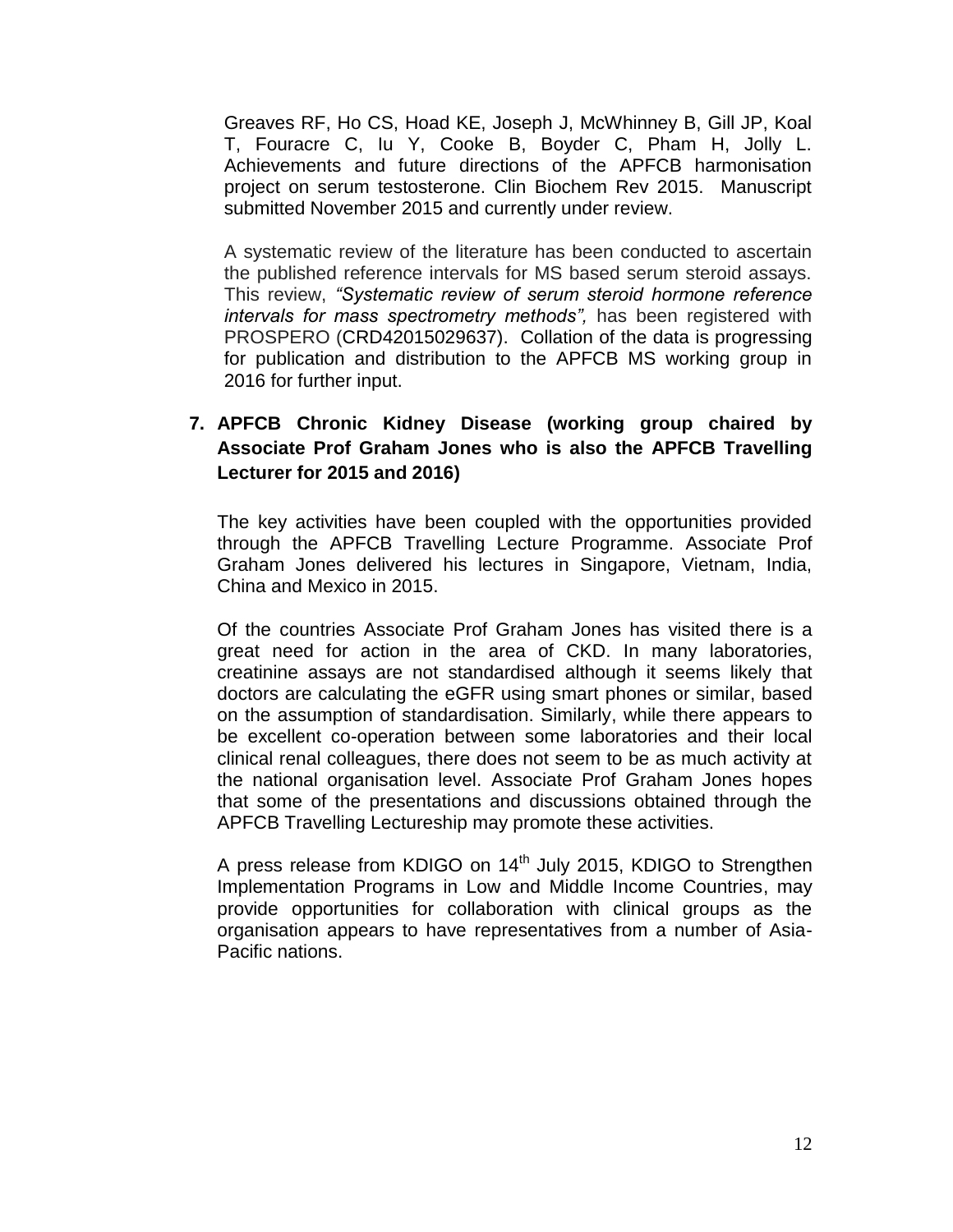Greaves RF, Ho CS, Hoad KE, Joseph J, McWhinney B, Gill JP, Koal T, Fouracre C, Iu Y, Cooke B, Boyder C, Pham H, Jolly L. Achievements and future directions of the APFCB harmonisation project on serum testosterone. Clin Biochem Rev 2015. Manuscript submitted November 2015 and currently under review.

A systematic review of the literature has been conducted to ascertain the published reference intervals for MS based serum steroid assays. This review, *"Systematic review of serum steroid hormone reference intervals for mass spectrometry methods",* has been registered with PROSPERO (CRD42015029637). Collation of the data is progressing for publication and distribution to the APFCB MS working group in 2016 for further input.

**7. APFCB Chronic Kidney Disease (working group chaired by Associate Prof Graham Jones who is also the APFCB Travelling Lecturer for 2015 and 2016)**

The key activities have been coupled with the opportunities provided through the APFCB Travelling Lecture Programme. Associate Prof Graham Jones delivered his lectures in Singapore, Vietnam, India, China and Mexico in 2015.

Of the countries Associate Prof Graham Jones has visited there is a great need for action in the area of CKD. In many laboratories, creatinine assays are not standardised although it seems likely that doctors are calculating the eGFR using smart phones or similar, based on the assumption of standardisation. Similarly, while there appears to be excellent co-operation between some laboratories and their local clinical renal colleagues, there does not seem to be as much activity at the national organisation level. Associate Prof Graham Jones hopes that some of the presentations and discussions obtained through the APFCB Travelling Lectureship may promote these activities.

A press release from KDIGO on 14th July 2015, KDIGO to Strengthen Implementation Programs in Low and Middle Income Countries, may provide opportunities for collaboration with clinical groups as the organisation appears to have representatives from a number of Asia-Pacific nations.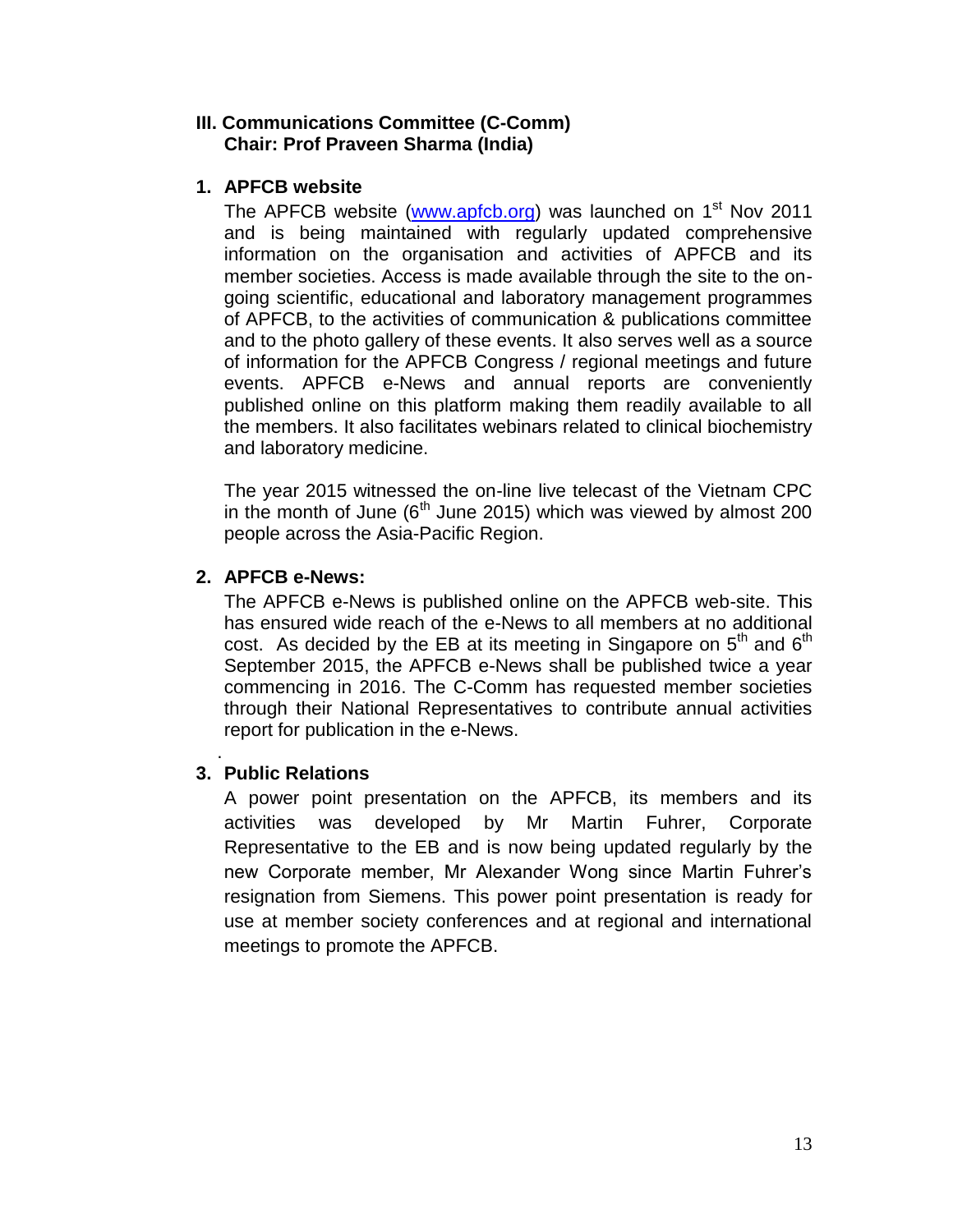## III. Communications Committee (C-Comm)
**Chair: Prof Praveen Sharma (India)**

1. **APFCB website**

   The APFCB website (www.apfcb.org) was launched on 1st Nov 2011 and is being maintained with regularly updated comprehensive information on the organisation and activities of APFCB and its member societies. Access is made available through the site to the on-going scientific, educational and laboratory management programmes of APFCB, to the activities of communication & publications committee and to the photo gallery of these events. It also serves well as a source of information for the APFCB Congress / regional meetings and future events. APFCB e-News and annual reports are conveniently published online on this platform making them readily available to all the members. It also facilitates webinars related to clinical biochemistry and laboratory medicine.

   The year 2015 witnessed the on-line live telecast of the Vietnam CPC in the month of June (6th June 2015) which was viewed by almost 200 people across the Asia-Pacific Region.

2. **APFCB e-News:**

   The APFCB e-News is published online on the APFCB web-site. This has ensured wide reach of the e-News to all members at no additional cost. As decided by the EB at its meeting in Singapore on 5th and 6th September 2015, the APFCB e-News shall be published twice a year commencing in 2016. The C-Comm has requested member societies through their National Representatives to contribute annual activities report for publication in the e-News.

3. **Public Relations**

   A power point presentation on the APFCB, its members and its activities was developed by Mr Martin Fuhrer, Corporate Representative to the EB and is now being updated regularly by the new Corporate member, Mr Alexander Wong since Martin Fuhrer's resignation from Siemens. This power point presentation is ready for use at member society conferences and at regional and international meetings to promote the APFCB.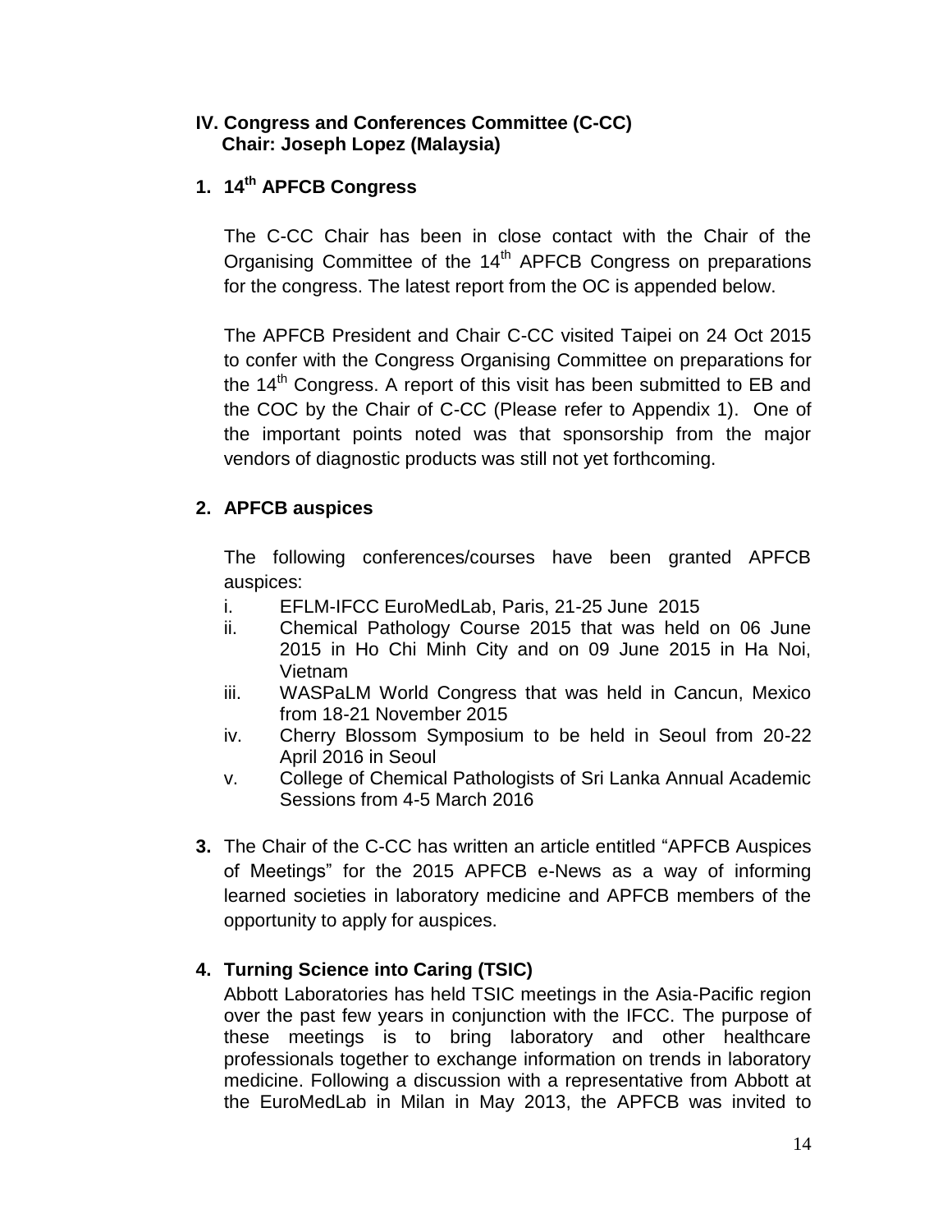## IV. Congress and Conferences Committee (C-CC)
**Chair: Joseph Lopez (Malaysia)**

### 1. 14th APFCB Congress

The C-CC Chair has been in close contact with the Chair of the Organising Committee of the 14th APFCB Congress on preparations for the congress. The latest report from the OC is appended below.

The APFCB President and Chair C-CC visited Taipei on 24 Oct 2015 to confer with the Congress Organising Committee on preparations for the 14th Congress. A report of this visit has been submitted to EB and the COC by the Chair of C-CC (Please refer to Appendix 1). One of the important points noted was that sponsorship from the major vendors of diagnostic products was still not yet forthcoming.

### 2. APFCB auspices

The following conferences/courses have been granted APFCB auspices:

- i. EFLM-IFCC EuroMedLab, Paris, 21-25 June 2015
- ii. Chemical Pathology Course 2015 that was held on 06 June 2015 in Ho Chi Minh City and on 09 June 2015 in Ha Noi, Vietnam
- iii. WASPaLM World Congress that was held in Cancun, Mexico from 18-21 November 2015
- iv. Cherry Blossom Symposium to be held in Seoul from 20-22 April 2016 in Seoul
- v. College of Chemical Pathologists of Sri Lanka Annual Academic Sessions from 4-5 March 2016

**3.** The Chair of the C-CC has written an article entitled "APFCB Auspices of Meetings" for the 2015 APFCB e-News as a way of informing learned societies in laboratory medicine and APFCB members of the opportunity to apply for auspices.

### 4. Turning Science into Caring (TSIC)

Abbott Laboratories has held TSIC meetings in the Asia-Pacific region over the past few years in conjunction with the IFCC. The purpose of these meetings is to bring laboratory and other healthcare professionals together to exchange information on trends in laboratory medicine. Following a discussion with a representative from Abbott at the EuroMedLab in Milan in May 2013, the APFCB was invited to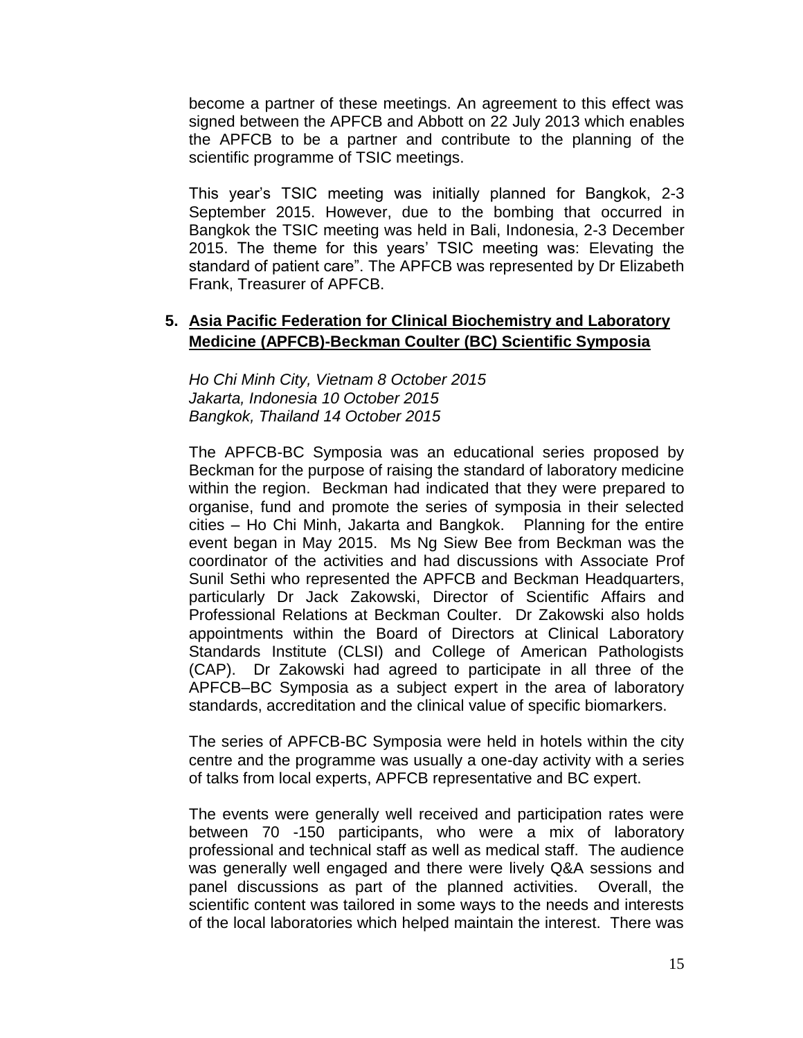become a partner of these meetings. An agreement to this effect was signed between the APFCB and Abbott on 22 July 2013 which enables the APFCB to be a partner and contribute to the planning of the scientific programme of TSIC meetings.

This year's TSIC meeting was initially planned for Bangkok, 2-3 September 2015. However, due to the bombing that occurred in Bangkok the TSIC meeting was held in Bali, Indonesia, 2-3 December 2015. The theme for this years' TSIC meeting was: Elevating the standard of patient care". The APFCB was represented by Dr Elizabeth Frank, Treasurer of APFCB.

## 5. **Asia Pacific Federation for Clinical Biochemistry and Laboratory Medicine (APFCB)-Beckman Coulter (BC) Scientific Symposia**

*Ho Chi Minh City, Vietnam 8 October 2015*
*Jakarta, Indonesia 10 October 2015*
*Bangkok, Thailand 14 October 2015*

The APFCB-BC Symposia was an educational series proposed by Beckman for the purpose of raising the standard of laboratory medicine within the region. Beckman had indicated that they were prepared to organise, fund and promote the series of symposia in their selected cities – Ho Chi Minh, Jakarta and Bangkok. Planning for the entire event began in May 2015. Ms Ng Siew Bee from Beckman was the coordinator of the activities and had discussions with Associate Prof Sunil Sethi who represented the APFCB and Beckman Headquarters, particularly Dr Jack Zakowski, Director of Scientific Affairs and Professional Relations at Beckman Coulter. Dr Zakowski also holds appointments within the Board of Directors at Clinical Laboratory Standards Institute (CLSI) and College of American Pathologists (CAP). Dr Zakowski had agreed to participate in all three of the APFCB–BC Symposia as a subject expert in the area of laboratory standards, accreditation and the clinical value of specific biomarkers.

The series of APFCB-BC Symposia were held in hotels within the city centre and the programme was usually a one-day activity with a series of talks from local experts, APFCB representative and BC expert.

The events were generally well received and participation rates were between 70 -150 participants, who were a mix of laboratory professional and technical staff as well as medical staff. The audience was generally well engaged and there were lively Q&A sessions and panel discussions as part of the planned activities. Overall, the scientific content was tailored in some ways to the needs and interests of the local laboratories which helped maintain the interest. There was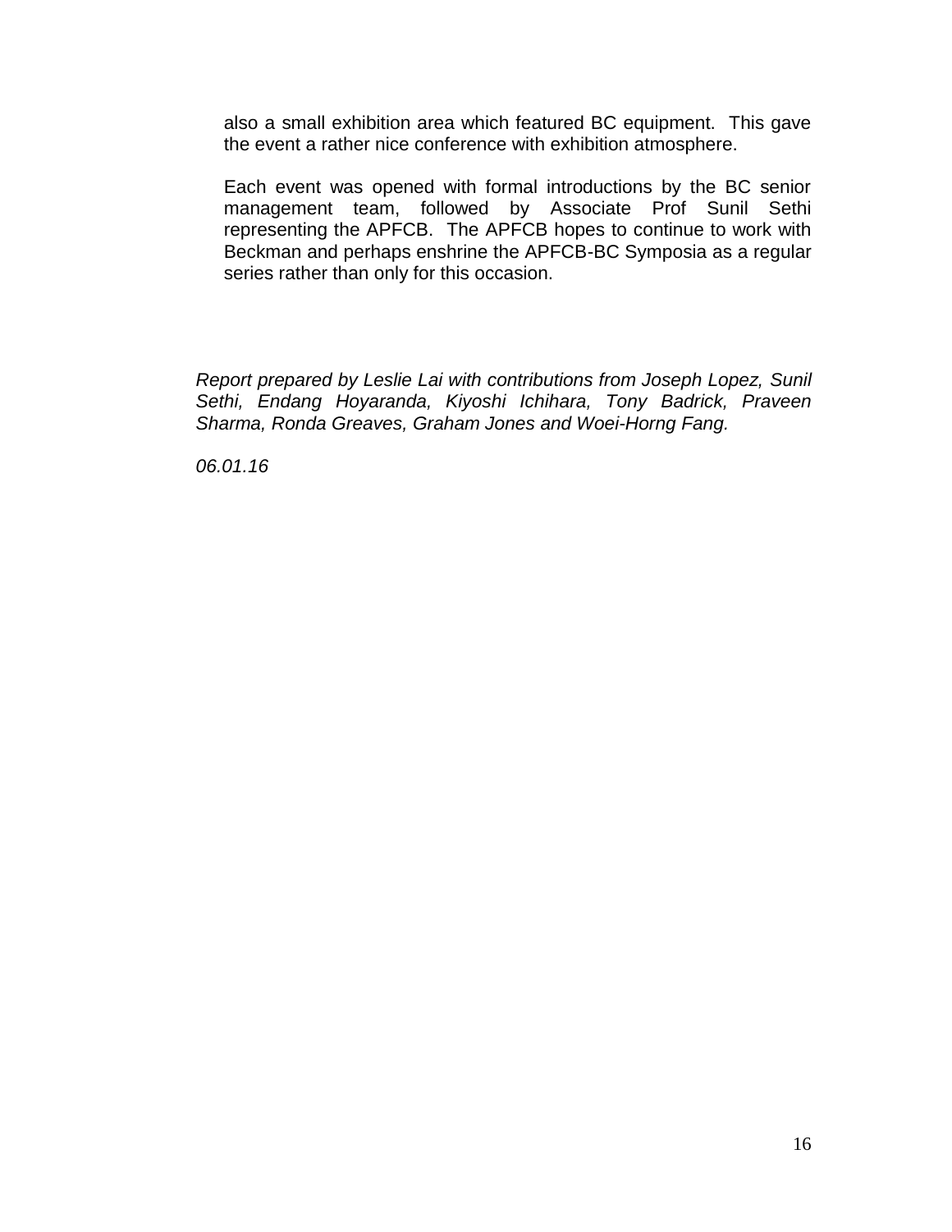also a small exhibition area which featured BC equipment. This gave the event a rather nice conference with exhibition atmosphere.

Each event was opened with formal introductions by the BC senior management team, followed by Associate Prof Sunil Sethi representing the APFCB. The APFCB hopes to continue to work with Beckman and perhaps enshrine the APFCB-BC Symposia as a regular series rather than only for this occasion.

*Report prepared by Leslie Lai with contributions from Joseph Lopez, Sunil Sethi, Endang Hoyaranda, Kiyoshi Ichihara, Tony Badrick, Praveen Sharma, Ronda Greaves, Graham Jones and Woei-Horng Fang.*

*06.01.16*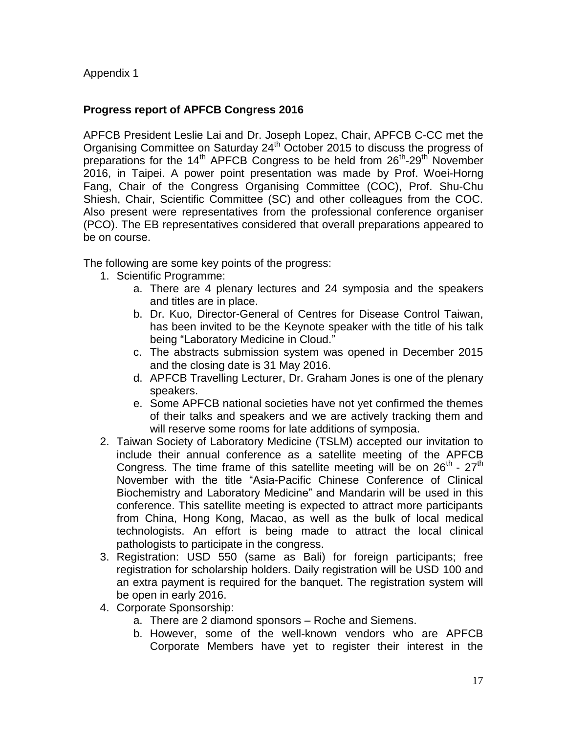Appendix 1

**Progress report of APFCB Congress 2016**

APFCB President Leslie Lai and Dr. Joseph Lopez, Chair, APFCB C-CC met the Organising Committee on Saturday 24th October 2015 to discuss the progress of preparations for the 14th APFCB Congress to be held from 26th-29th November 2016, in Taipei. A power point presentation was made by Prof. Woei-Horng Fang, Chair of the Congress Organising Committee (COC), Prof. Shu-Chu Shiesh, Chair, Scientific Committee (SC) and other colleagues from the COC. Also present were representatives from the professional conference organiser (PCO). The EB representatives considered that overall preparations appeared to be on course.

The following are some key points of the progress:

1. Scientific Programme:
    a. There are 4 plenary lectures and 24 symposia and the speakers and titles are in place.
    b. Dr. Kuo, Director-General of Centres for Disease Control Taiwan, has been invited to be the Keynote speaker with the title of his talk being "Laboratory Medicine in Cloud."
    c. The abstracts submission system was opened in December 2015 and the closing date is 31 May 2016.
    d. APFCB Travelling Lecturer, Dr. Graham Jones is one of the plenary speakers.
    e. Some APFCB national societies have not yet confirmed the themes of their talks and speakers and we are actively tracking them and will reserve some rooms for late additions of symposia.
2. Taiwan Society of Laboratory Medicine (TSLM) accepted our invitation to include their annual conference as a satellite meeting of the APFCB Congress. The time frame of this satellite meeting will be on 26th - 27th November with the title "Asia-Pacific Chinese Conference of Clinical Biochemistry and Laboratory Medicine" and Mandarin will be used in this conference. This satellite meeting is expected to attract more participants from China, Hong Kong, Macao, as well as the bulk of local medical technologists. An effort is being made to attract the local clinical pathologists to participate in the congress.
3. Registration: USD 550 (same as Bali) for foreign participants; free registration for scholarship holders. Daily registration will be USD 100 and an extra payment is required for the banquet. The registration system will be open in early 2016.
4. Corporate Sponsorship:
    a. There are 2 diamond sponsors – Roche and Siemens.
    b. However, some of the well-known vendors who are APFCB Corporate Members have yet to register their interest in the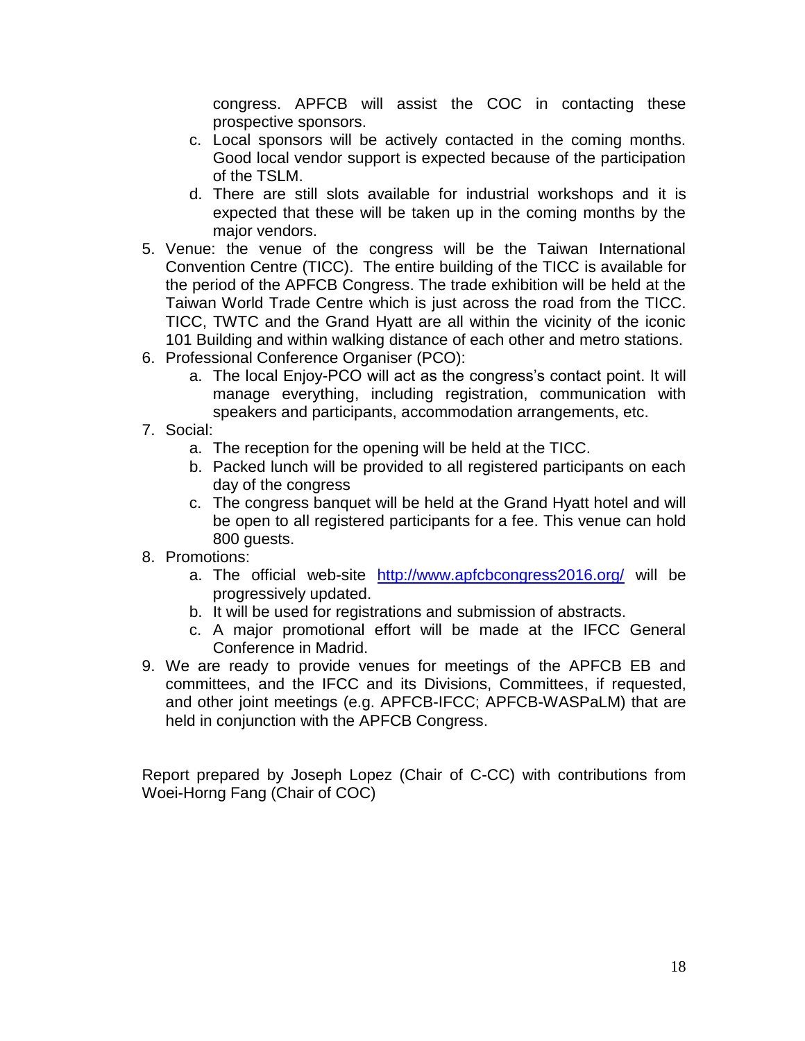congress. APFCB will assist the COC in contacting these prospective sponsors.

   c. Local sponsors will be actively contacted in the coming months. Good local vendor support is expected because of the participation of the TSLM.
   d. There are still slots available for industrial workshops and it is expected that these will be taken up in the coming months by the major vendors.

5. Venue: the venue of the congress will be the Taiwan International Convention Centre (TICC). The entire building of the TICC is available for the period of the APFCB Congress. The trade exhibition will be held at the Taiwan World Trade Centre which is just across the road from the TICC. TICC, TWTC and the Grand Hyatt are all within the vicinity of the iconic 101 Building and within walking distance of each other and metro stations.
6. Professional Conference Organiser (PCO):
   a. The local Enjoy-PCO will act as the congress's contact point. It will manage everything, including registration, communication with speakers and participants, accommodation arrangements, etc.
7. Social:
   a. The reception for the opening will be held at the TICC.
   b. Packed lunch will be provided to all registered participants on each day of the congress
   c. The congress banquet will be held at the Grand Hyatt hotel and will be open to all registered participants for a fee. This venue can hold 800 guests.
8. Promotions:
   a. The official web-site http://www.apfcbcongress2016.org/ will be progressively updated.
   b. It will be used for registrations and submission of abstracts.
   c. A major promotional effort will be made at the IFCC General Conference in Madrid.
9. We are ready to provide venues for meetings of the APFCB EB and committees, and the IFCC and its Divisions, Committees, if requested, and other joint meetings (e.g. APFCB-IFCC; APFCB-WASPaLM) that are held in conjunction with the APFCB Congress.

Report prepared by Joseph Lopez (Chair of C-CC) with contributions from Woei-Horng Fang (Chair of COC)